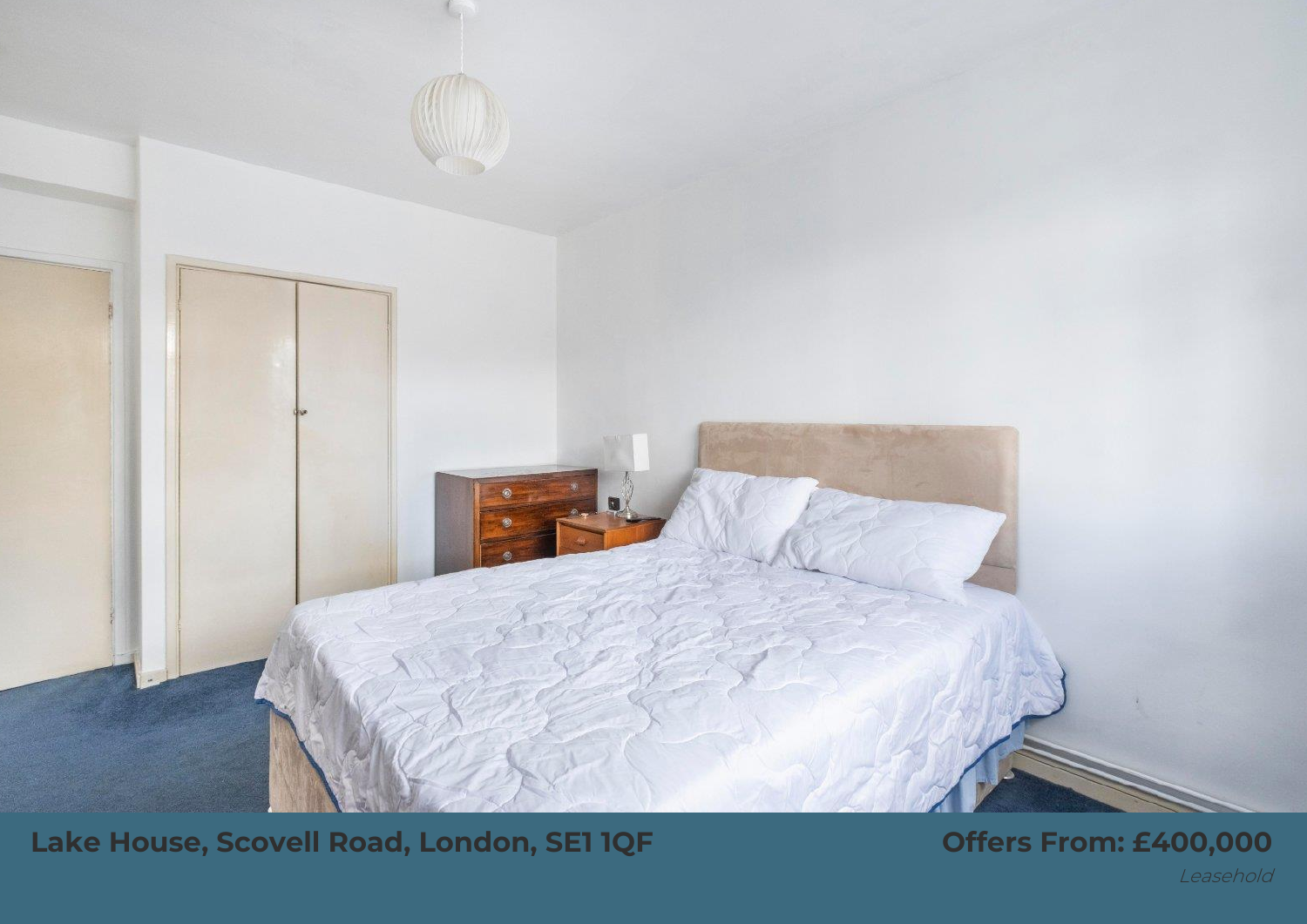**Lake House, Scovell Road, London, SE1 1QF**

**Offers From: £400,000**

*Leasehold*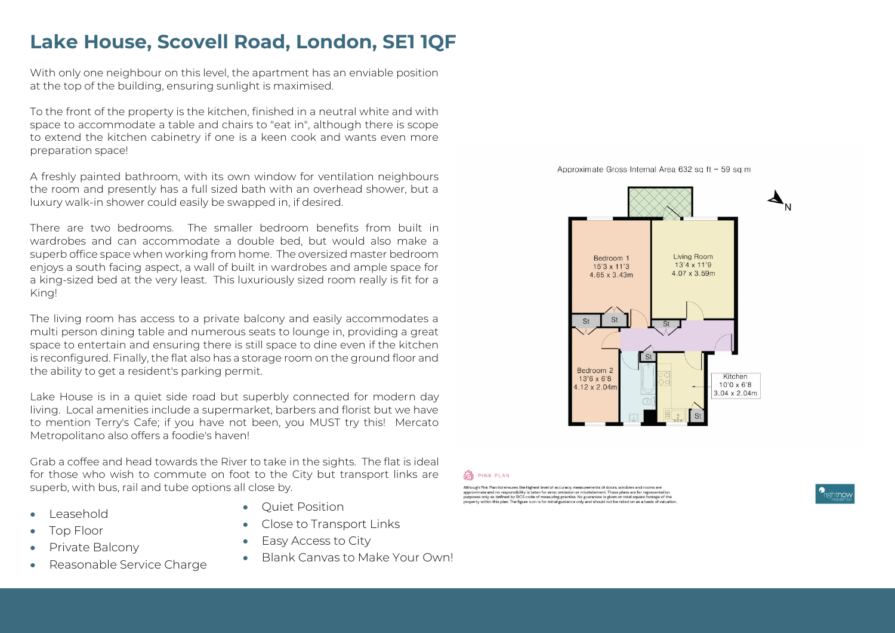# Lake House, Scovell Road, London, SE1 1QF

With only one neighbour on this level, the apartment has an enviable position at the top of the building, ensuring sunlight is maximised.

To the front of the property is the kitchen, finished in a neutral white and with space to accommodate a table and chairs to "eat in", although there is scope to extend the kitchen cabinetry if one is a keen cook and wants even more preparation space!

A freshly painted bathroom, with its own window for ventilation neighbours the room and presently has a full sized bath with an overhead shower, but a luxury walk-in shower could easily be swapped in, if desired.

There are two bedrooms. The smaller bedroom benefits from built in wardrobes and can accommodate a double bed, but would also make a superb office space when working from home. The oversized master bedroom enjoys a south facing aspect, a wall of built in wardrobes and ample space for a king-sized bed at the very least. This luxuriously sized room really is fit for a King!

The living room has access to a private balcony and easily accommodates a multi person dining table and numerous seats to lounge in, providing a great space to entertain and ensuring there is still space to dine even if the kitchen is reconfigured. Finally, the flat also has a storage room on the ground floor and the ability to get a resident's parking permit.

Lake House is in a quiet side road but superbly connected for modern day living. Local amenities include a supermarket, barbers and florist but we have to mention Terry's Cafe; if you have not been, you MUST try this! Mercato Metropolitano also offers a foodie's haven!

Grab a coffee and head towards the River to take in the sights. The flat is ideal for those who wish to commute on foot to the City but transport links are superb, with bus, rail and tube options all close by.

- Leasehold
- Top Floor
- Private Balcony
- Reasonable Service Charge
- Quiet Position
- Close to Transport Links
- Easy Access to City
- Blank Canvas to Make Your Own!

Approximate Gross Internal Area 632 sq ft – 59 sq m

Bedroom 1
15'3 x 11'3
4.65 x 3.43m

Living Room
13'4 x 11'9
4.07 x 3.59m

Bedroom 2
13'6 x 6'8
4.12 x 2.04m

Kitchen
10'0 x 6'8
3.04 x 2.04m

PINK PLAN

Although Pink Plan ltd ensures the highest level of accuracy, measurements of doors, windows and rooms are approximate and no responsibility is taken for error, omission or misstatement. These plans are for representation purposes only as defined by RICS code of measuring practise. No guarantee is given on total square footage of the property within this plan. The figure icon is for initial guidance only and should not be relied on as a basis of valuation.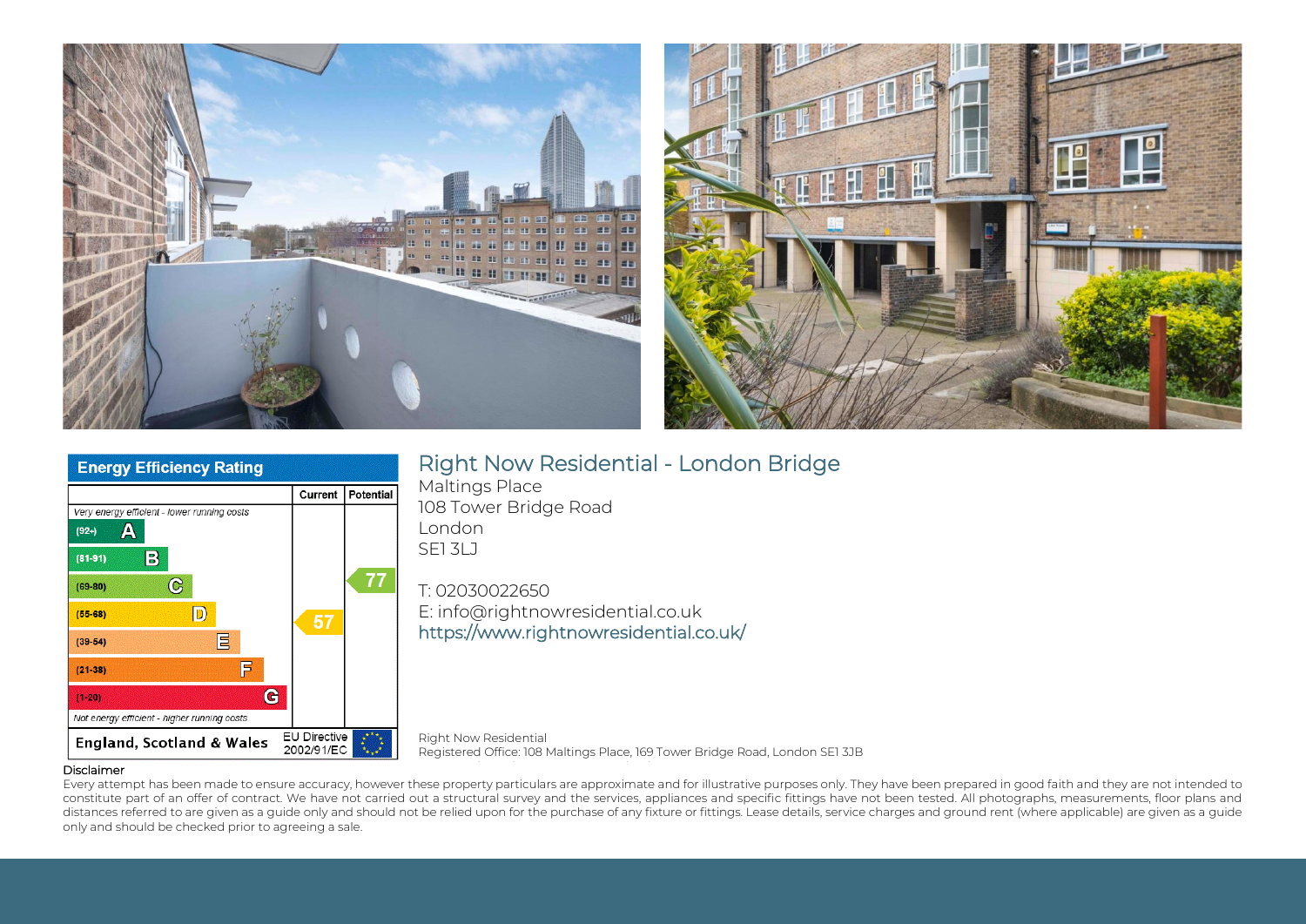## Energy Efficiency Rating

| | Current | Potential |
|---|---|---|
| *Very energy efficient - lower running costs* | | |
| (92+) A | | |
| (81-91) B | | |
| (69-80) C | | 77 |
| (55-68) D | 57 | |
| (39-54) E | | |
| (21-38) F | | |
| (1-20) G | | |
| *Not energy efficient - higher running costs* | | |
| England, Scotland & Wales | EU Directive 2002/91/EC | |

## Right Now Residential - London Bridge

Maltings Place
108 Tower Bridge Road
London
SE1 3LJ

T: 02030022650
E: info@rightnowresidential.co.uk
https://www.rightnowresidential.co.uk/

Right Now Residential
Registered Office: 108 Maltings Place, 169 Tower Bridge Road, London SE1 3JB

Disclaimer

Every attempt has been made to ensure accuracy, however these property particulars are approximate and for illustrative purposes only. They have been prepared in good faith and they are not intended to constitute part of an offer of contract. We have not carried out a structural survey and the services, appliances and specific fittings have not been tested. All photographs, measurements, floor plans and distances referred to are given as a guide only and should not be relied upon for the purchase of any fixture or fittings. Lease details, service charges and ground rent (where applicable) are given as a guide only and should be checked prior to agreeing a sale.